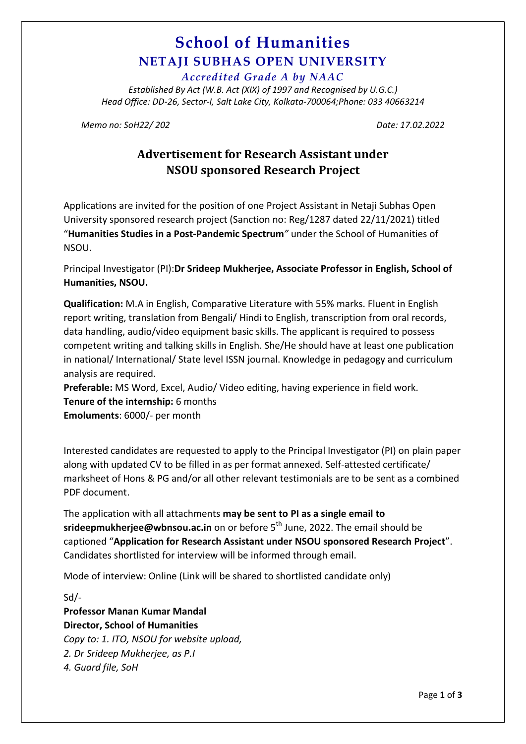# School of Humanities

## NETAJI SUBHAS OPEN UNIVERSITY

*Accredited Grade A by NAAC*

*Established By Act (W.B. Act (XIX) of 1997 and Recognised by U.G.C.)*
*Head Office: DD-26, Sector-I, Salt Lake City, Kolkata-700064;Phone: 033 40663214*

*Memo no: SoH22/ 202* *Date: 17.02.2022*

## Advertisement for Research Assistant under NSOU sponsored Research Project

Applications are invited for the position of one Project Assistant in Netaji Subhas Open University sponsored research project (Sanction no: Reg/1287 dated 22/11/2021) titled "**Humanities Studies in a Post-Pandemic Spectrum**" under the School of Humanities of NSOU.

Principal Investigator (PI):**Dr Srideep Mukherjee, Associate Professor in English, School of Humanities, NSOU.**

**Qualification:** M.A in English, Comparative Literature with 55% marks. Fluent in English report writing, translation from Bengali/ Hindi to English, transcription from oral records, data handling, audio/video equipment basic skills. The applicant is required to possess competent writing and talking skills in English. She/He should have at least one publication in national/ International/ State level ISSN journal. Knowledge in pedagogy and curriculum analysis are required.
**Preferable:** MS Word, Excel, Audio/ Video editing, having experience in field work.
**Tenure of the internship:** 6 months
**Emoluments**: 6000/- per month

Interested candidates are requested to apply to the Principal Investigator (PI) on plain paper along with updated CV to be filled in as per format annexed. Self-attested certificate/ marksheet of Hons & PG and/or all other relevant testimonials are to be sent as a combined PDF document.

The application with all attachments **may be sent to PI as a single email to srideepmukherjee@wbnsou.ac.in** on or before 5th June, 2022. The email should be captioned "**Application for Research Assistant under NSOU sponsored Research Project**". Candidates shortlisted for interview will be informed through email.

Mode of interview: Online (Link will be shared to shortlisted candidate only)

Sd/-
**Professor Manan Kumar Mandal**
**Director, School of Humanities**
*Copy to: 1. ITO, NSOU for website upload,*
*2. Dr Srideep Mukherjee, as P.I*
*4. Guard file, SoH*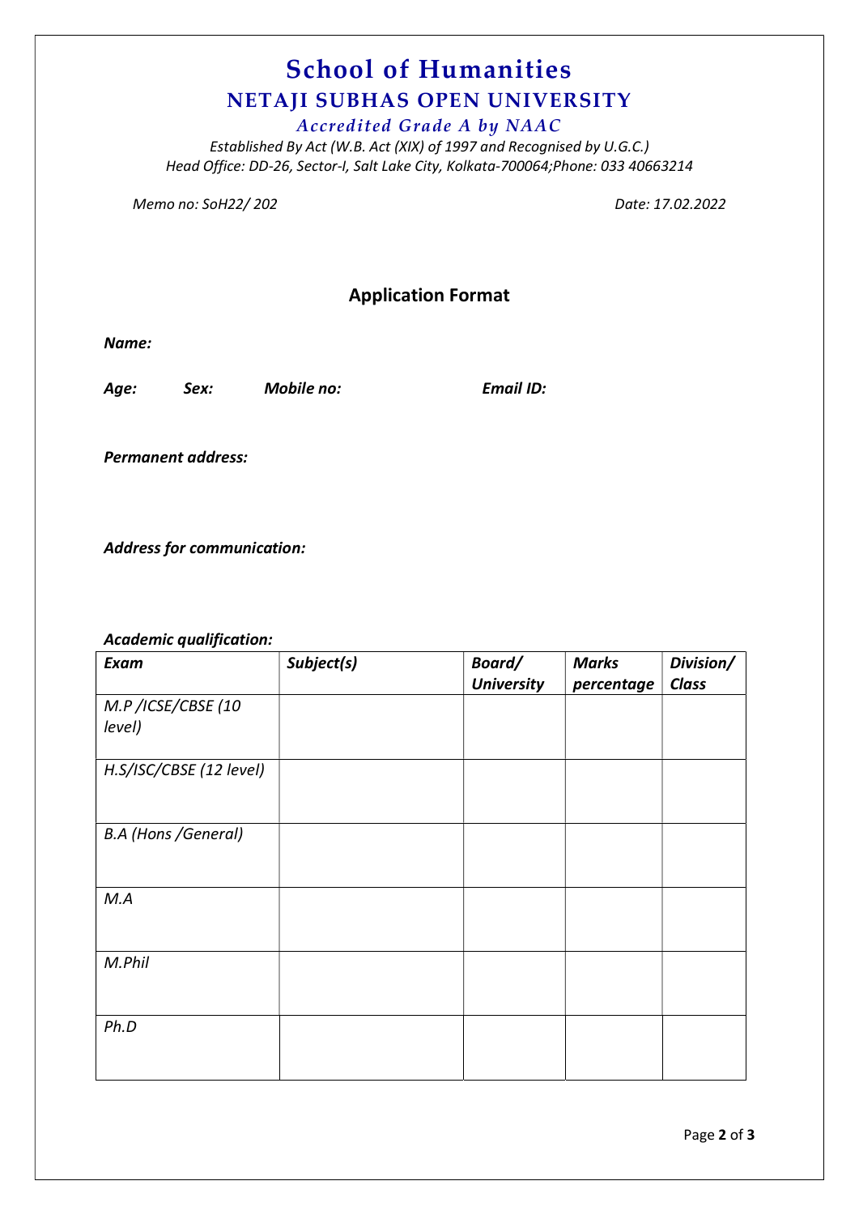# School of Humanities

## NETAJI SUBHAS OPEN UNIVERSITY

*Accredited Grade A by NAAC*

*Established By Act (W.B. Act (XIX) of 1997 and Recognised by U.G.C.)*
*Head Office: DD-26, Sector-I, Salt Lake City, Kolkata-700064;Phone: 033 40663214*

*Memo no: SoH22/ 202* *Date: 17.02.2022*

### Application Format

***Name:***

***Age:*** ***Sex:*** ***Mobile no:*** ***Email ID:***

***Permanent address:***

***Address for communication:***

***Academic qualification:***

| *Exam* | *Subject(s)* | *Board/ University* | *Marks percentage* | *Division/ Class* |
|---|---|---|---|---|
| *M.P /ICSE/CBSE (10 level)* | | | | |
| *H.S/ISC/CBSE (12 level)* | | | | |
| *B.A (Hons /General)* | | | | |
| *M.A* | | | | |
| *M.Phil* | | | | |
| *Ph.D* | | | | |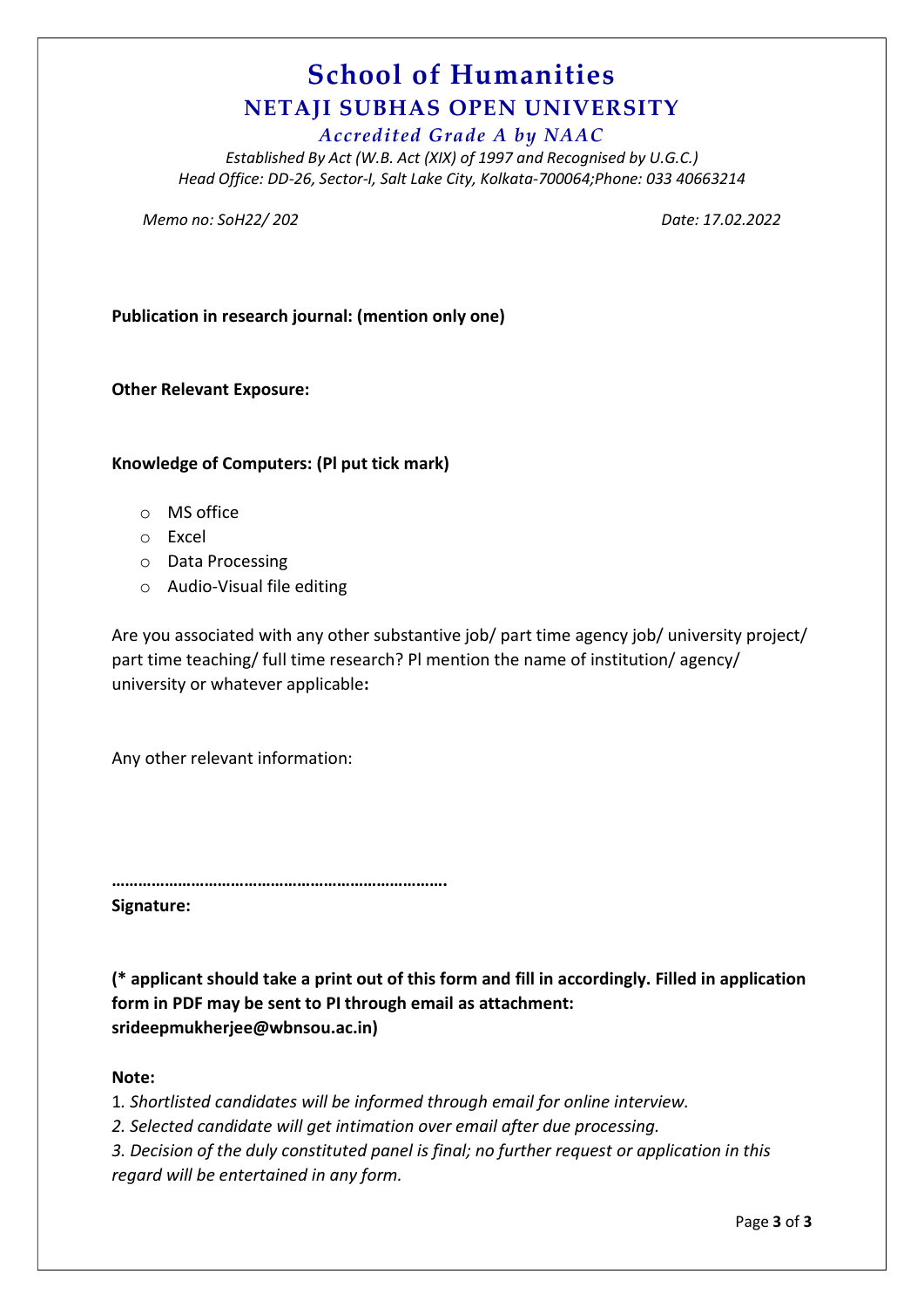# School of Humanities

## NETAJI SUBHAS OPEN UNIVERSITY

*Accredited Grade A by NAAC*

*Established By Act (W.B. Act (XIX) of 1997 and Recognised by U.G.C.)*

*Head Office: DD-26, Sector-I, Salt Lake City, Kolkata-700064;Phone: 033 40663214*

*Memo no: SoH22/ 202* *Date: 17.02.2022*

**Publication in research journal: (mention only one)**

**Other Relevant Exposure:**

**Knowledge of Computers: (Pl put tick mark)**

- MS office
- Excel
- Data Processing
- Audio-Visual file editing

Are you associated with any other substantive job/ part time agency job/ university project/ part time teaching/ full time research? Pl mention the name of institution/ agency/ university or whatever applicable**:**

Any other relevant information:

**…………………………………………………………………**

**Signature:**

**(* applicant should take a print out of this form and fill in accordingly. Filled in application form in PDF may be sent to PI through email as attachment: srideepmukherjee@wbnsou.ac.in)**

**Note:**

1. *Shortlisted candidates will be informed through email for online interview.*
2. *Selected candidate will get intimation over email after due processing.*
3. *Decision of the duly constituted panel is final; no further request or application in this regard will be entertained in any form.*